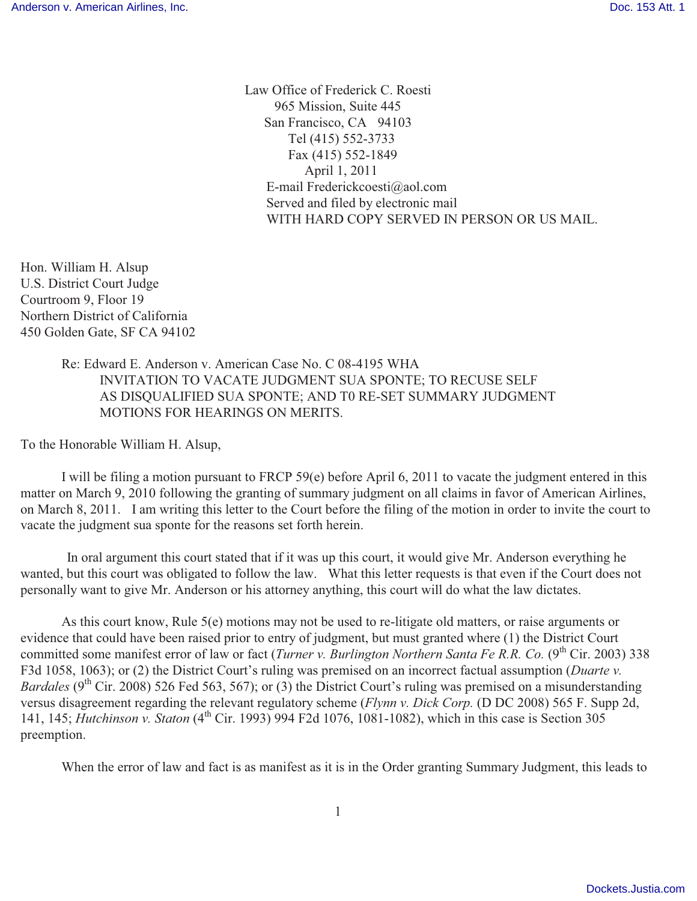Law Office of Frederick C. Roesti
965 Mission, Suite 445
San Francisco, CA 94103
Tel (415) 552-3733
Fax (415) 552-1849
April 1, 2011
E-mail Frederickcoesti@aol.com
Served and filed by electronic mail
WITH HARD COPY SERVED IN PERSON OR US MAIL.

Hon. William H. Alsup
U.S. District Court Judge
Courtroom 9, Floor 19
Northern District of California
450 Golden Gate, SF CA 94102

Re: Edward E. Anderson v. American Case No. C 08-4195 WHA
INVITATION TO VACATE JUDGMENT SUA SPONTE; TO RECUSE SELF AS DISQUALIFIED SUA SPONTE; AND T0 RE-SET SUMMARY JUDGMENT MOTIONS FOR HEARINGS ON MERITS.

To the Honorable William H. Alsup,

I will be filing a motion pursuant to FRCP 59(e) before April 6, 2011 to vacate the judgment entered in this matter on March 9, 2010 following the granting of summary judgment on all claims in favor of American Airlines, on March 8, 2011. I am writing this letter to the Court before the filing of the motion in order to invite the court to vacate the judgment sua sponte for the reasons set forth herein.

In oral argument this court stated that if it was up this court, it would give Mr. Anderson everything he wanted, but this court was obligated to follow the law. What this letter requests is that even if the Court does not personally want to give Mr. Anderson or his attorney anything, this court will do what the law dictates.

As this court know, Rule 5(e) motions may not be used to re-litigate old matters, or raise arguments or evidence that could have been raised prior to entry of judgment, but must granted where (1) the District Court committed some manifest error of law or fact (*Turner v. Burlington Northern Santa Fe R.R. Co.* (9th Cir. 2003) 338 F3d 1058, 1063); or (2) the District Court's ruling was premised on an incorrect factual assumption (*Duarte v. Bardales* (9th Cir. 2008) 526 Fed 563, 567); or (3) the District Court's ruling was premised on a misunderstanding versus disagreement regarding the relevant regulatory scheme (*Flynn v. Dick Corp.* (D DC 2008) 565 F. Supp 2d, 141, 145; *Hutchinson v. Staton* (4th Cir. 1993) 994 F2d 1076, 1081-1082), which in this case is Section 305 preemption.

When the error of law and fact is as manifest as it is in the Order granting Summary Judgment, this leads to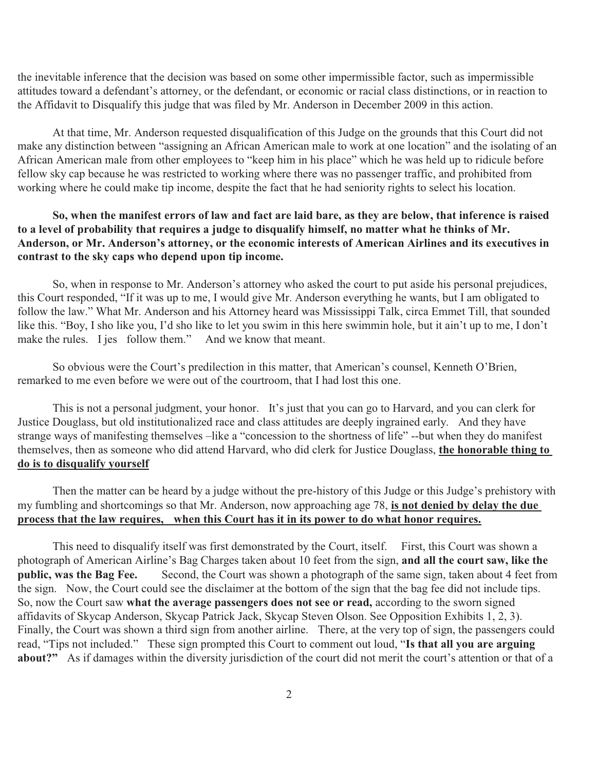the inevitable inference that the decision was based on some other impermissible factor, such as impermissible attitudes toward a defendant's attorney, or the defendant, or economic or racial class distinctions, or in reaction to the Affidavit to Disqualify this judge that was filed by Mr. Anderson in December 2009 in this action.

At that time, Mr. Anderson requested disqualification of this Judge on the grounds that this Court did not make any distinction between "assigning an African American male to work at one location" and the isolating of an African American male from other employees to "keep him in his place" which he was held up to ridicule before fellow sky cap because he was restricted to working where there was no passenger traffic, and prohibited from working where he could make tip income, despite the fact that he had seniority rights to select his location.

**So, when the manifest errors of law and fact are laid bare, as they are below, that inference is raised to a level of probability that requires a judge to disqualify himself, no matter what he thinks of Mr. Anderson, or Mr. Anderson's attorney, or the economic interests of American Airlines and its executives in contrast to the sky caps who depend upon tip income.**

So, when in response to Mr. Anderson's attorney who asked the court to put aside his personal prejudices, this Court responded, "If it was up to me, I would give Mr. Anderson everything he wants, but I am obligated to follow the law." What Mr. Anderson and his Attorney heard was Mississippi Talk, circa Emmet Till, that sounded like this. "Boy, I sho like you, I'd sho like to let you swim in this here swimmin hole, but it ain't up to me, I don't make the rules. I jes follow them." And we know that meant.

So obvious were the Court's predilection in this matter, that American's counsel, Kenneth O'Brien, remarked to me even before we were out of the courtroom, that I had lost this one.

This is not a personal judgment, your honor. It's just that you can go to Harvard, and you can clerk for Justice Douglass, but old institutionalized race and class attitudes are deeply ingrained early. And they have strange ways of manifesting themselves –like a "concession to the shortness of life" --but when they do manifest themselves, then as someone who did attend Harvard, who did clerk for Justice Douglass, <u>**the honorable thing to do is to disqualify yourself**</u>

Then the matter can be heard by a judge without the pre-history of this Judge or this Judge's prehistory with my fumbling and shortcomings so that Mr. Anderson, now approaching age 78, <u>**is not denied by delay the due process that the law requires, when this Court has it in its power to do what honor requires.**</u>

This need to disqualify itself was first demonstrated by the Court, itself. First, this Court was shown a photograph of American Airline's Bag Charges taken about 10 feet from the sign, **and all the court saw, like the public, was the Bag Fee.** Second, the Court was shown a photograph of the same sign, taken about 4 feet from the sign. Now, the Court could see the disclaimer at the bottom of the sign that the bag fee did not include tips. So, now the Court saw **what the average passengers does not see or read,** according to the sworn signed affidavits of Skycap Anderson, Skycap Patrick Jack, Skycap Steven Olson. See Opposition Exhibits 1, 2, 3). Finally, the Court was shown a third sign from another airline. There, at the very top of sign, the passengers could read, "Tips not included." These sign prompted this Court to comment out loud, "**Is that all you are arguing about?**" As if damages within the diversity jurisdiction of the court did not merit the court's attention or that of a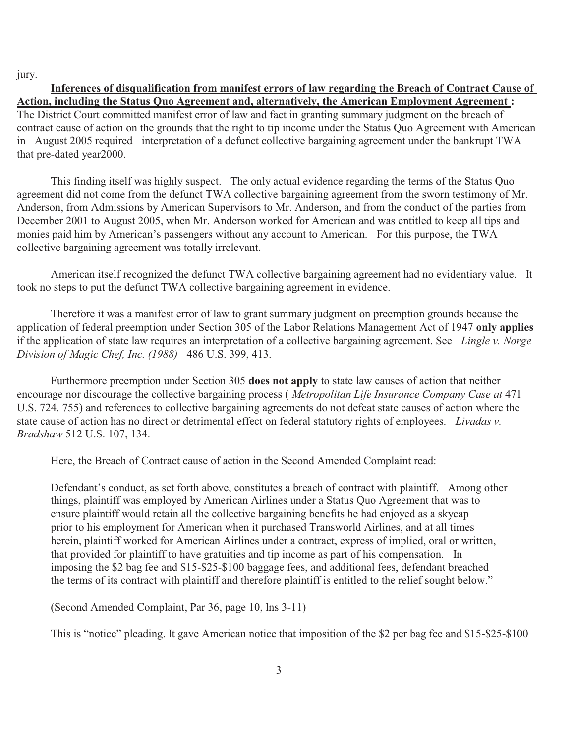jury.

**Inferences of disqualification from manifest errors of law regarding the Breach of Contract Cause of Action, including the Status Quo Agreement and, alternatively, the American Employment Agreement :** The District Court committed manifest error of law and fact in granting summary judgment on the breach of contract cause of action on the grounds that the right to tip income under the Status Quo Agreement with American in August 2005 required interpretation of a defunct collective bargaining agreement under the bankrupt TWA that pre-dated year2000.

This finding itself was highly suspect. The only actual evidence regarding the terms of the Status Quo agreement did not come from the defunct TWA collective bargaining agreement from the sworn testimony of Mr. Anderson, from Admissions by American Supervisors to Mr. Anderson, and from the conduct of the parties from December 2001 to August 2005, when Mr. Anderson worked for American and was entitled to keep all tips and monies paid him by American's passengers without any account to American. For this purpose, the TWA collective bargaining agreement was totally irrelevant.

American itself recognized the defunct TWA collective bargaining agreement had no evidentiary value. It took no steps to put the defunct TWA collective bargaining agreement in evidence.

Therefore it was a manifest error of law to grant summary judgment on preemption grounds because the application of federal preemption under Section 305 of the Labor Relations Management Act of 1947 **only applies** if the application of state law requires an interpretation of a collective bargaining agreement. See *Lingle v. Norge Division of Magic Chef, Inc. (1988)* 486 U.S. 399, 413.

Furthermore preemption under Section 305 **does not apply** to state law causes of action that neither encourage nor discourage the collective bargaining process ( *Metropolitan Life Insurance Company Case at* 471 U.S. 724. 755) and references to collective bargaining agreements do not defeat state causes of action where the state cause of action has no direct or detrimental effect on federal statutory rights of employees. *Livadas v. Bradshaw* 512 U.S. 107, 134.

Here, the Breach of Contract cause of action in the Second Amended Complaint read:

> Defendant's conduct, as set forth above, constitutes a breach of contract with plaintiff. Among other things, plaintiff was employed by American Airlines under a Status Quo Agreement that was to ensure plaintiff would retain all the collective bargaining benefits he had enjoyed as a skycap prior to his employment for American when it purchased Transworld Airlines, and at all times herein, plaintiff worked for American Airlines under a contract, express of implied, oral or written, that provided for plaintiff to have gratuities and tip income as part of his compensation. In imposing the $2 bag fee and $15-$25-$100 baggage fees, and additional fees, defendant breached the terms of its contract with plaintiff and therefore plaintiff is entitled to the relief sought below."

(Second Amended Complaint, Par 36, page 10, lns 3-11)

This is "notice" pleading. It gave American notice that imposition of the $2 per bag fee and $15-$25-$100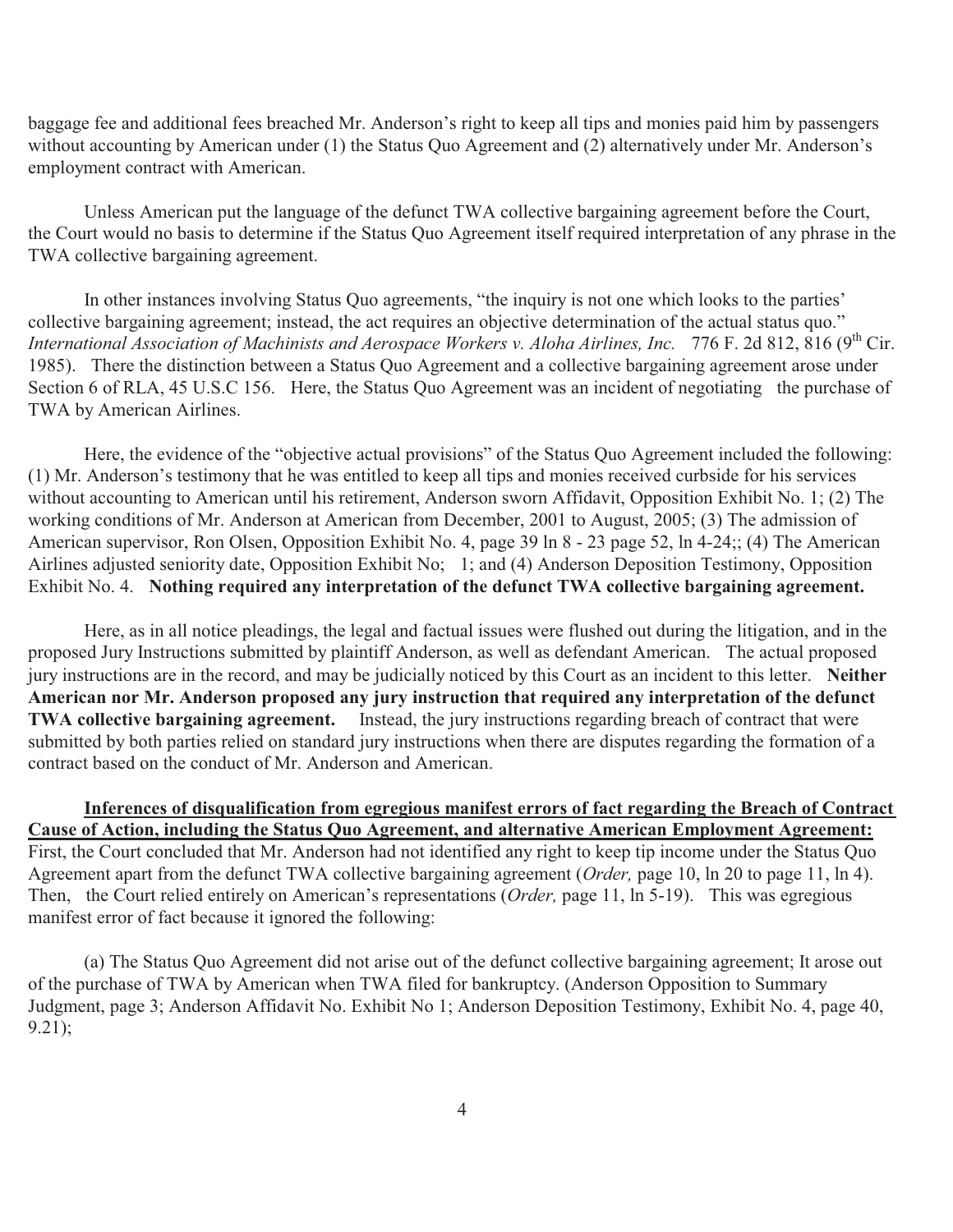baggage fee and additional fees breached Mr. Anderson's right to keep all tips and monies paid him by passengers without accounting by American under (1) the Status Quo Agreement and (2) alternatively under Mr. Anderson's employment contract with American.

Unless American put the language of the defunct TWA collective bargaining agreement before the Court, the Court would no basis to determine if the Status Quo Agreement itself required interpretation of any phrase in the TWA collective bargaining agreement.

In other instances involving Status Quo agreements, "the inquiry is not one which looks to the parties' collective bargaining agreement; instead, the act requires an objective determination of the actual status quo." *International Association of Machinists and Aerospace Workers v. Aloha Airlines, Inc.* 776 F. 2d 812, 816 (9th Cir. 1985). There the distinction between a Status Quo Agreement and a collective bargaining agreement arose under Section 6 of RLA, 45 U.S.C 156. Here, the Status Quo Agreement was an incident of negotiating the purchase of TWA by American Airlines.

Here, the evidence of the "objective actual provisions" of the Status Quo Agreement included the following: (1) Mr. Anderson's testimony that he was entitled to keep all tips and monies received curbside for his services without accounting to American until his retirement, Anderson sworn Affidavit, Opposition Exhibit No. 1; (2) The working conditions of Mr. Anderson at American from December, 2001 to August, 2005; (3) The admission of American supervisor, Ron Olsen, Opposition Exhibit No. 4, page 39 ln 8 - 23 page 52, ln 4-24;; (4) The American Airlines adjusted seniority date, Opposition Exhibit No; 1; and (4) Anderson Deposition Testimony, Opposition Exhibit No. 4. **Nothing required any interpretation of the defunct TWA collective bargaining agreement.**

Here, as in all notice pleadings, the legal and factual issues were flushed out during the litigation, and in the proposed Jury Instructions submitted by plaintiff Anderson, as well as defendant American. The actual proposed jury instructions are in the record, and may be judicially noticed by this Court as an incident to this letter. **Neither American nor Mr. Anderson proposed any jury instruction that required any interpretation of the defunct TWA collective bargaining agreement.** Instead, the jury instructions regarding breach of contract that were submitted by both parties relied on standard jury instructions when there are disputes regarding the formation of a contract based on the conduct of Mr. Anderson and American.

**Inferences of disqualification from egregious manifest errors of fact regarding the Breach of Contract Cause of Action, including the Status Quo Agreement, and alternative American Employment Agreement:** First, the Court concluded that Mr. Anderson had not identified any right to keep tip income under the Status Quo Agreement apart from the defunct TWA collective bargaining agreement (*Order,* page 10, ln 20 to page 11, ln 4). Then, the Court relied entirely on American's representations (*Order,* page 11, ln 5-19). This was egregious manifest error of fact because it ignored the following:

(a) The Status Quo Agreement did not arise out of the defunct collective bargaining agreement; It arose out of the purchase of TWA by American when TWA filed for bankruptcy. (Anderson Opposition to Summary Judgment, page 3; Anderson Affidavit No. Exhibit No 1; Anderson Deposition Testimony, Exhibit No. 4, page 40, 9.21);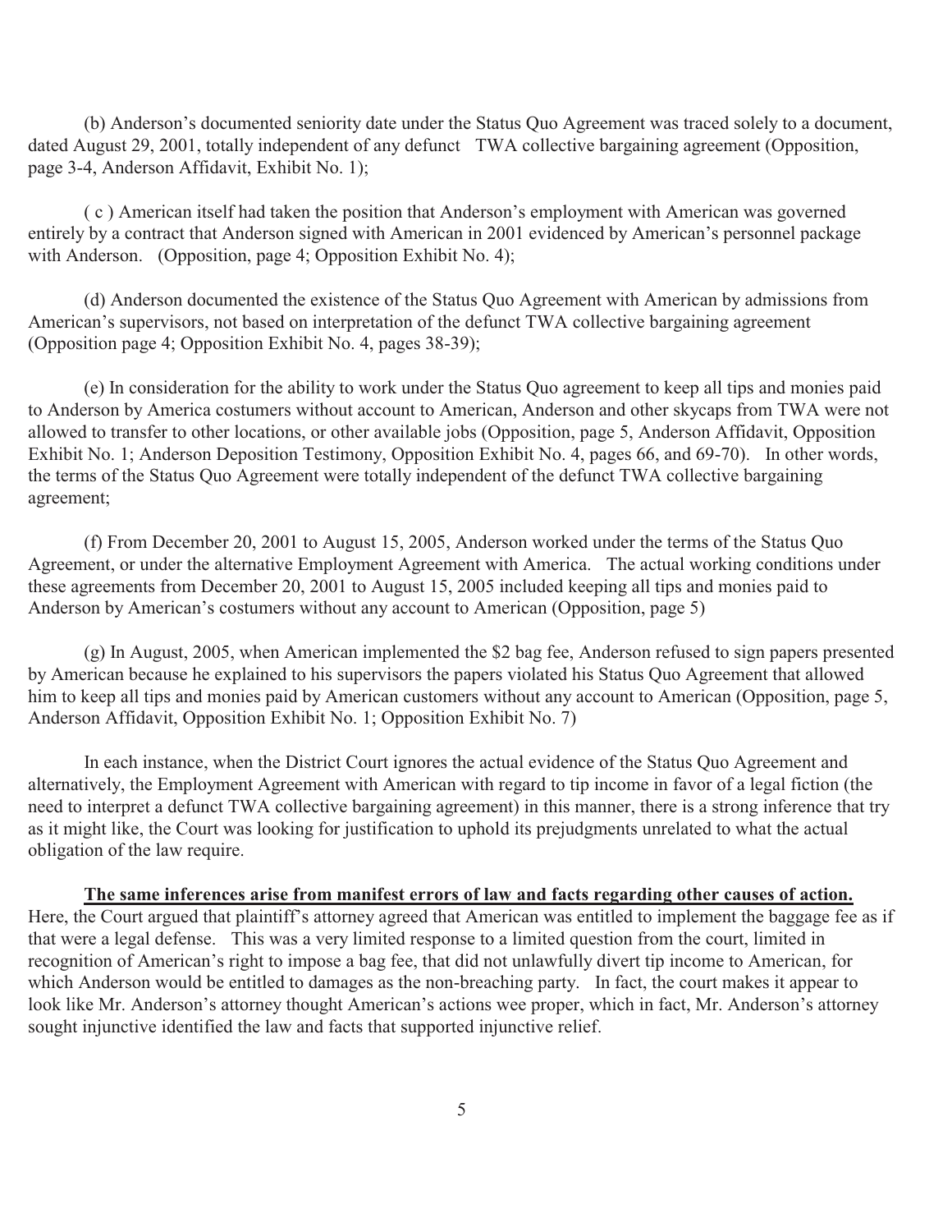(b) Anderson's documented seniority date under the Status Quo Agreement was traced solely to a document, dated August 29, 2001, totally independent of any defunct TWA collective bargaining agreement (Opposition, page 3-4, Anderson Affidavit, Exhibit No. 1);

( c ) American itself had taken the position that Anderson's employment with American was governed entirely by a contract that Anderson signed with American in 2001 evidenced by American's personnel package with Anderson. (Opposition, page 4; Opposition Exhibit No. 4);

(d) Anderson documented the existence of the Status Quo Agreement with American by admissions from American's supervisors, not based on interpretation of the defunct TWA collective bargaining agreement (Opposition page 4; Opposition Exhibit No. 4, pages 38-39);

(e) In consideration for the ability to work under the Status Quo agreement to keep all tips and monies paid to Anderson by America costumers without account to American, Anderson and other skycaps from TWA were not allowed to transfer to other locations, or other available jobs (Opposition, page 5, Anderson Affidavit, Opposition Exhibit No. 1; Anderson Deposition Testimony, Opposition Exhibit No. 4, pages 66, and 69-70). In other words, the terms of the Status Quo Agreement were totally independent of the defunct TWA collective bargaining agreement;

(f) From December 20, 2001 to August 15, 2005, Anderson worked under the terms of the Status Quo Agreement, or under the alternative Employment Agreement with America. The actual working conditions under these agreements from December 20, 2001 to August 15, 2005 included keeping all tips and monies paid to Anderson by American's costumers without any account to American (Opposition, page 5)

(g) In August, 2005, when American implemented the $2 bag fee, Anderson refused to sign papers presented by American because he explained to his supervisors the papers violated his Status Quo Agreement that allowed him to keep all tips and monies paid by American customers without any account to American (Opposition, page 5, Anderson Affidavit, Opposition Exhibit No. 1; Opposition Exhibit No. 7)

In each instance, when the District Court ignores the actual evidence of the Status Quo Agreement and alternatively, the Employment Agreement with American with regard to tip income in favor of a legal fiction (the need to interpret a defunct TWA collective bargaining agreement) in this manner, there is a strong inference that try as it might like, the Court was looking for justification to uphold its prejudgments unrelated to what the actual obligation of the law require.

**<u>The same inferences arise from manifest errors of law and facts regarding other causes of action.</u>** Here, the Court argued that plaintiff's attorney agreed that American was entitled to implement the baggage fee as if that were a legal defense. This was a very limited response to a limited question from the court, limited in recognition of American's right to impose a bag fee, that did not unlawfully divert tip income to American, for which Anderson would be entitled to damages as the non-breaching party. In fact, the court makes it appear to look like Mr. Anderson's attorney thought American's actions wee proper, which in fact, Mr. Anderson's attorney sought injunctive identified the law and facts that supported injunctive relief.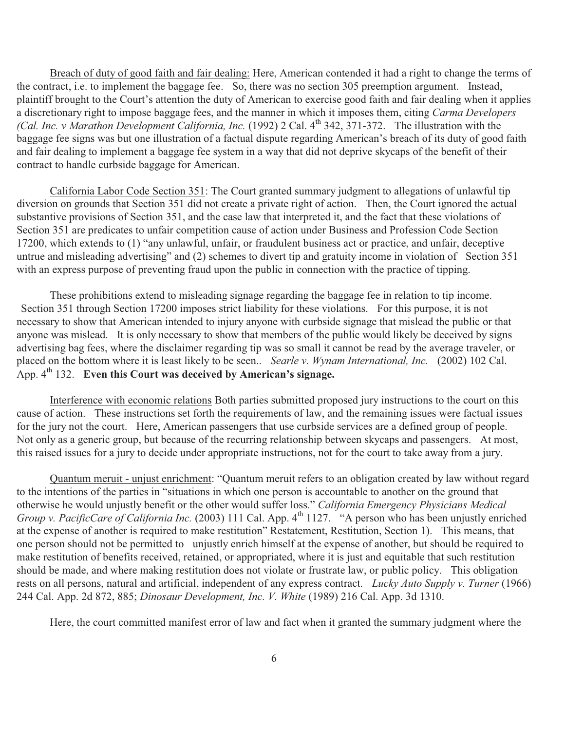Breach of duty of good faith and fair dealing: Here, American contended it had a right to change the terms of the contract, i.e. to implement the baggage fee. So, there was no section 305 preemption argument. Instead, plaintiff brought to the Court's attention the duty of American to exercise good faith and fair dealing when it applies a discretionary right to impose baggage fees, and the manner in which it imposes them, citing *Carma Developers (Cal. Inc. v Marathon Development California, Inc.* (1992) 2 Cal. 4th 342, 371-372. The illustration with the baggage fee signs was but one illustration of a factual dispute regarding American's breach of its duty of good faith and fair dealing to implement a baggage fee system in a way that did not deprive skycaps of the benefit of their contract to handle curbside baggage for American.

California Labor Code Section 351: The Court granted summary judgment to allegations of unlawful tip diversion on grounds that Section 351 did not create a private right of action. Then, the Court ignored the actual substantive provisions of Section 351, and the case law that interpreted it, and the fact that these violations of Section 351 are predicates to unfair competition cause of action under Business and Profession Code Section 17200, which extends to (1) "any unlawful, unfair, or fraudulent business act or practice, and unfair, deceptive untrue and misleading advertising" and (2) schemes to divert tip and gratuity income in violation of Section 351 with an express purpose of preventing fraud upon the public in connection with the practice of tipping.

These prohibitions extend to misleading signage regarding the baggage fee in relation to tip income. Section 351 through Section 17200 imposes strict liability for these violations. For this purpose, it is not necessary to show that American intended to injury anyone with curbside signage that mislead the public or that anyone was mislead. It is only necessary to show that members of the public would likely be deceived by signs advertising bag fees, where the disclaimer regarding tip was so small it cannot be read by the average traveler, or placed on the bottom where it is least likely to be seen.. *Searle v. Wynam International, Inc.* (2002) 102 Cal. App. 4th 132. **Even this Court was deceived by American's signage.**

Interference with economic relations Both parties submitted proposed jury instructions to the court on this cause of action. These instructions set forth the requirements of law, and the remaining issues were factual issues for the jury not the court. Here, American passengers that use curbside services are a defined group of people. Not only as a generic group, but because of the recurring relationship between skycaps and passengers. At most, this raised issues for a jury to decide under appropriate instructions, not for the court to take away from a jury.

Quantum meruit - unjust enrichment: "Quantum meruit refers to an obligation created by law without regard to the intentions of the parties in "situations in which one person is accountable to another on the ground that otherwise he would unjustly benefit or the other would suffer loss." *California Emergency Physicians Medical Group v. PacificCare of California Inc.* (2003) 111 Cal. App. 4th 1127. "A person who has been unjustly enriched at the expense of another is required to make restitution" Restatement, Restitution, Section 1). This means, that one person should not be permitted to unjustly enrich himself at the expense of another, but should be required to make restitution of benefits received, retained, or appropriated, where it is just and equitable that such restitution should be made, and where making restitution does not violate or frustrate law, or public policy. This obligation rests on all persons, natural and artificial, independent of any express contract. *Lucky Auto Supply v. Turner* (1966) 244 Cal. App. 2d 872, 885; *Dinosaur Development, Inc. V. White* (1989) 216 Cal. App. 3d 1310.

Here, the court committed manifest error of law and fact when it granted the summary judgment where the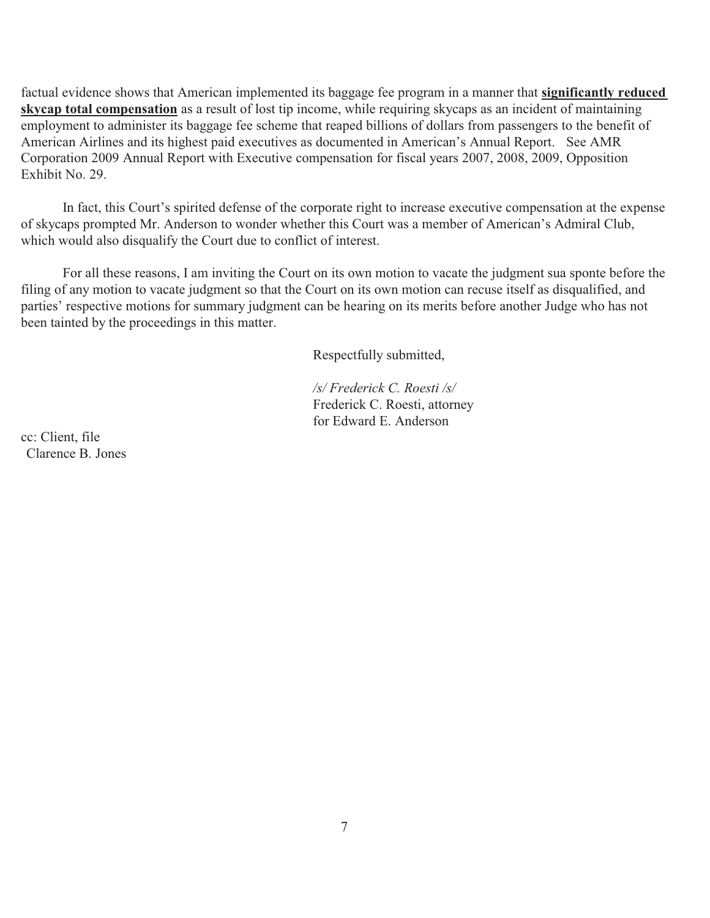factual evidence shows that American implemented its baggage fee program in a manner that **significantly reduced skycap total compensation** as a result of lost tip income, while requiring skycaps as an incident of maintaining employment to administer its baggage fee scheme that reaped billions of dollars from passengers to the benefit of American Airlines and its highest paid executives as documented in American's Annual Report. See AMR Corporation 2009 Annual Report with Executive compensation for fiscal years 2007, 2008, 2009, Opposition Exhibit No. 29.

In fact, this Court's spirited defense of the corporate right to increase executive compensation at the expense of skycaps prompted Mr. Anderson to wonder whether this Court was a member of American's Admiral Club, which would also disqualify the Court due to conflict of interest.

For all these reasons, I am inviting the Court on its own motion to vacate the judgment sua sponte before the filing of any motion to vacate judgment so that the Court on its own motion can recuse itself as disqualified, and parties' respective motions for summary judgment can be hearing on its merits before another Judge who has not been tainted by the proceedings in this matter.

Respectfully submitted,

*/s/ Frederick C. Roesti /s/*
Frederick C. Roesti, attorney
for Edward E. Anderson

cc: Client, file
Clarence B. Jones